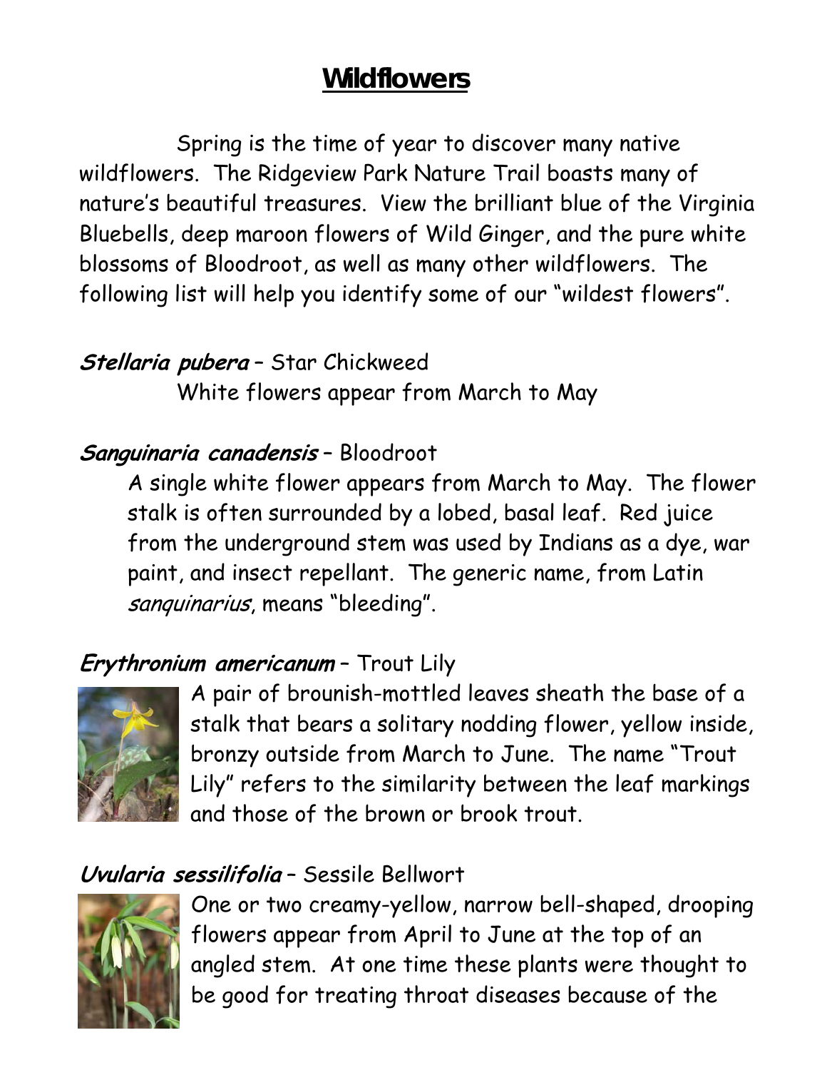# Wildflowers

Spring is the time of year to discover many native wildflowers. The Ridgeview Park Nature Trail boasts many of nature's beautiful treasures. View the brilliant blue of the Virginia Bluebells, deep maroon flowers of Wild Ginger, and the pure white blossoms of Bloodroot, as well as many other wildflowers. The following list will help you identify some of our "wildest flowers".

***Stellaria pubera*** – Star Chickweed

White flowers appear from March to May

***Sanguinaria canadensis*** – Bloodroot

A single white flower appears from March to May. The flower stalk is often surrounded by a lobed, basal leaf. Red juice from the underground stem was used by Indians as a dye, war paint, and insect repellant. The generic name, from Latin *sanquinarius*, means "bleeding".

***Erythronium americanum*** – Trout Lily

A pair of brounish-mottled leaves sheath the base of a stalk that bears a solitary nodding flower, yellow inside, bronzy outside from March to June. The name "Trout Lily" refers to the similarity between the leaf markings and those of the brown or brook trout.

***Uvularia sessilifolia*** – Sessile Bellwort

One or two creamy-yellow, narrow bell-shaped, drooping flowers appear from April to June at the top of an angled stem. At one time these plants were thought to be good for treating throat diseases because of the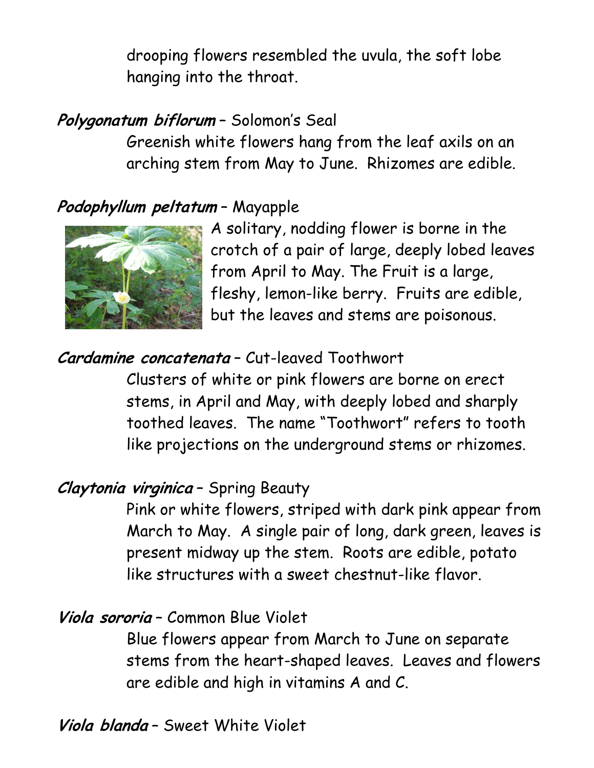drooping flowers resembled the uvula, the soft lobe hanging into the throat.

***Polygonatum biflorum*** – Solomon's Seal

Greenish white flowers hang from the leaf axils on an arching stem from May to June. Rhizomes are edible.

***Podophyllum peltatum*** – Mayapple

A solitary, nodding flower is borne in the crotch of a pair of large, deeply lobed leaves from April to May. The Fruit is a large, fleshy, lemon-like berry. Fruits are edible, but the leaves and stems are poisonous.

***Cardamine concatenata*** – Cut-leaved Toothwort

Clusters of white or pink flowers are borne on erect stems, in April and May, with deeply lobed and sharply toothed leaves. The name "Toothwort" refers to tooth like projections on the underground stems or rhizomes.

***Claytonia virginica*** – Spring Beauty

Pink or white flowers, striped with dark pink appear from March to May. A single pair of long, dark green, leaves is present midway up the stem. Roots are edible, potato like structures with a sweet chestnut-like flavor.

***Viola sororia*** – Common Blue Violet

Blue flowers appear from March to June on separate stems from the heart-shaped leaves. Leaves and flowers are edible and high in vitamins A and C.

***Viola blanda*** – Sweet White Violet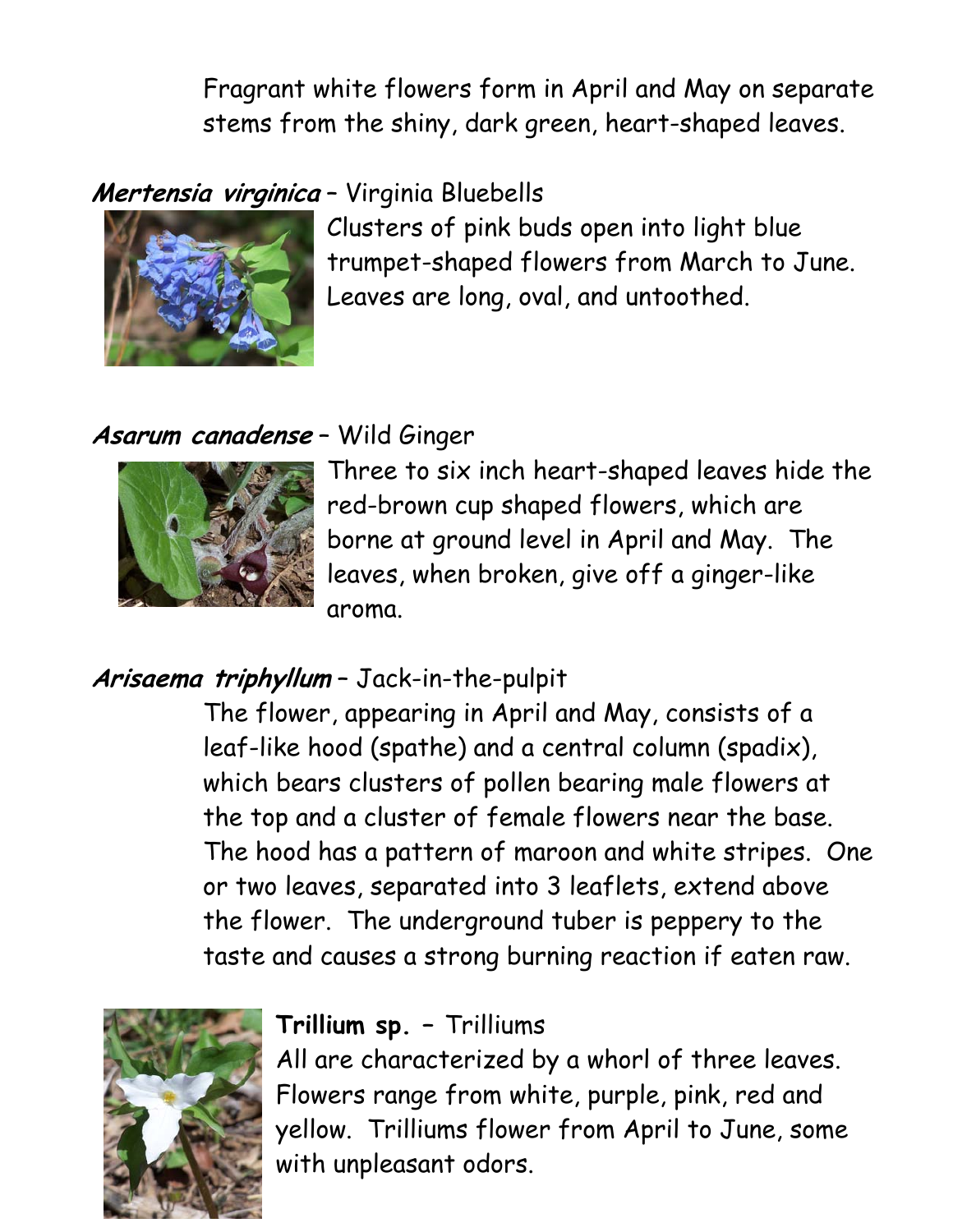Fragrant white flowers form in April and May on separate stems from the shiny, dark green, heart-shaped leaves.

***Mertensia virginica*** – Virginia Bluebells

Clusters of pink buds open into light blue trumpet-shaped flowers from March to June. Leaves are long, oval, and untoothed.

***Asarum canadense*** – Wild Ginger

Three to six inch heart-shaped leaves hide the red-brown cup shaped flowers, which are borne at ground level in April and May. The leaves, when broken, give off a ginger-like aroma.

***Arisaema triphyllum*** – Jack-in-the-pulpit

The flower, appearing in April and May, consists of a leaf-like hood (spathe) and a central column (spadix), which bears clusters of pollen bearing male flowers at the top and a cluster of female flowers near the base. The hood has a pattern of maroon and white stripes. One or two leaves, separated into 3 leaflets, extend above the flower. The underground tuber is peppery to the taste and causes a strong burning reaction if eaten raw.

**Trillium sp.** – Trilliums

All are characterized by a whorl of three leaves. Flowers range from white, purple, pink, red and yellow. Trilliums flower from April to June, some with unpleasant odors.